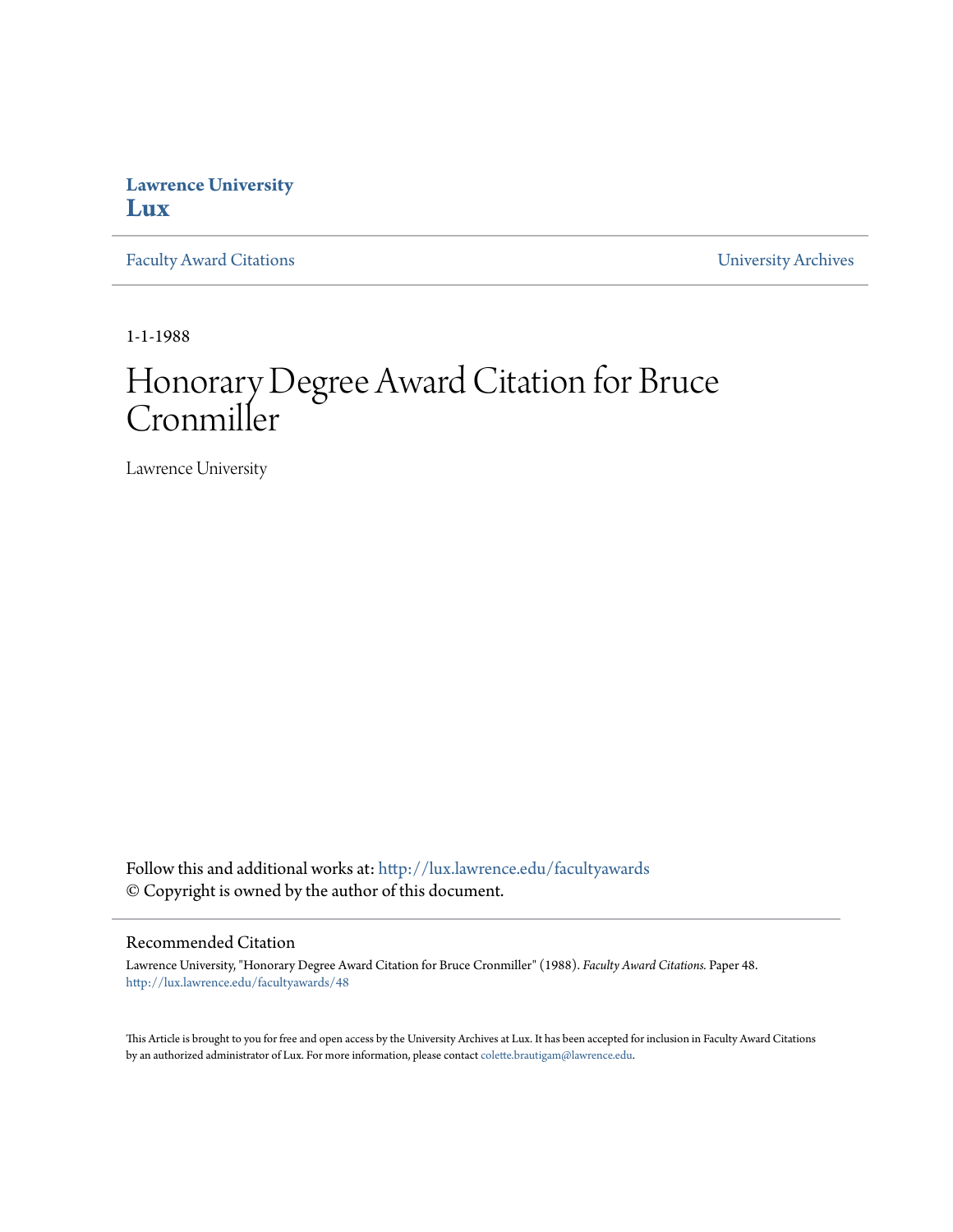Lawrence University
**Lux**

Faculty Award Citations | University Archives

1-1-1988

# Honorary Degree Award Citation for Bruce Cronmiller

Lawrence University

Follow this and additional works at: http://lux.lawrence.edu/facultyawards
© Copyright is owned by the author of this document.

## Recommended Citation

Lawrence University, "Honorary Degree Award Citation for Bruce Cronmiller" (1988). *Faculty Award Citations.* Paper 48.
http://lux.lawrence.edu/facultyawards/48

This Article is brought to you for free and open access by the University Archives at Lux. It has been accepted for inclusion in Faculty Award Citations by an authorized administrator of Lux. For more information, please contact colette.brautigam@lawrence.edu.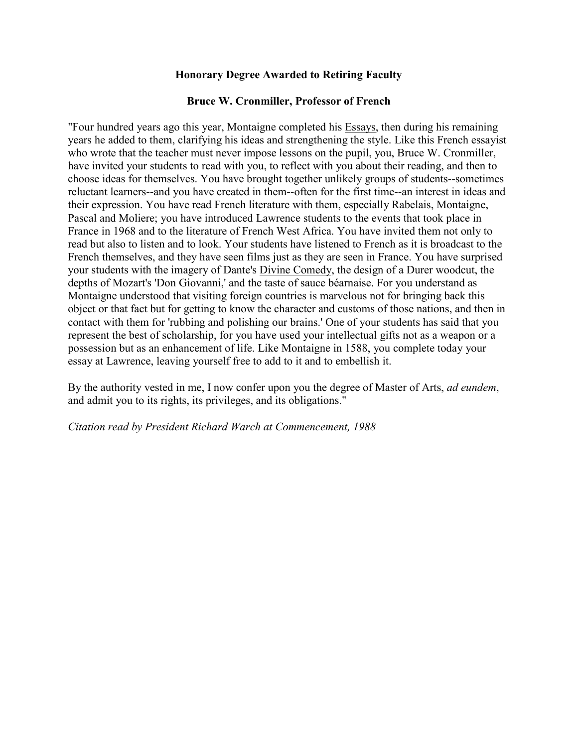**Honorary Degree Awarded to Retiring Faculty**

**Bruce W. Cronmiller, Professor of French**

"Four hundred years ago this year, Montaigne completed his Essays, then during his remaining years he added to them, clarifying his ideas and strengthening the style. Like this French essayist who wrote that the teacher must never impose lessons on the pupil, you, Bruce W. Cronmiller, have invited your students to read with you, to reflect with you about their reading, and then to choose ideas for themselves. You have brought together unlikely groups of students--sometimes reluctant learners--and you have created in them--often for the first time--an interest in ideas and their expression. You have read French literature with them, especially Rabelais, Montaigne, Pascal and Moliere; you have introduced Lawrence students to the events that took place in France in 1968 and to the literature of French West Africa. You have invited them not only to read but also to listen and to look. Your students have listened to French as it is broadcast to the French themselves, and they have seen films just as they are seen in France. You have surprised your students with the imagery of Dante's Divine Comedy, the design of a Durer woodcut, the depths of Mozart's 'Don Giovanni,' and the taste of sauce béarnaise. For you understand as Montaigne understood that visiting foreign countries is marvelous not for bringing back this object or that fact but for getting to know the character and customs of those nations, and then in contact with them for 'rubbing and polishing our brains.' One of your students has said that you represent the best of scholarship, for you have used your intellectual gifts not as a weapon or a possession but as an enhancement of life. Like Montaigne in 1588, you complete today your essay at Lawrence, leaving yourself free to add to it and to embellish it.

By the authority vested in me, I now confer upon you the degree of Master of Arts, *ad eundem*, and admit you to its rights, its privileges, and its obligations."

*Citation read by President Richard Warch at Commencement, 1988*